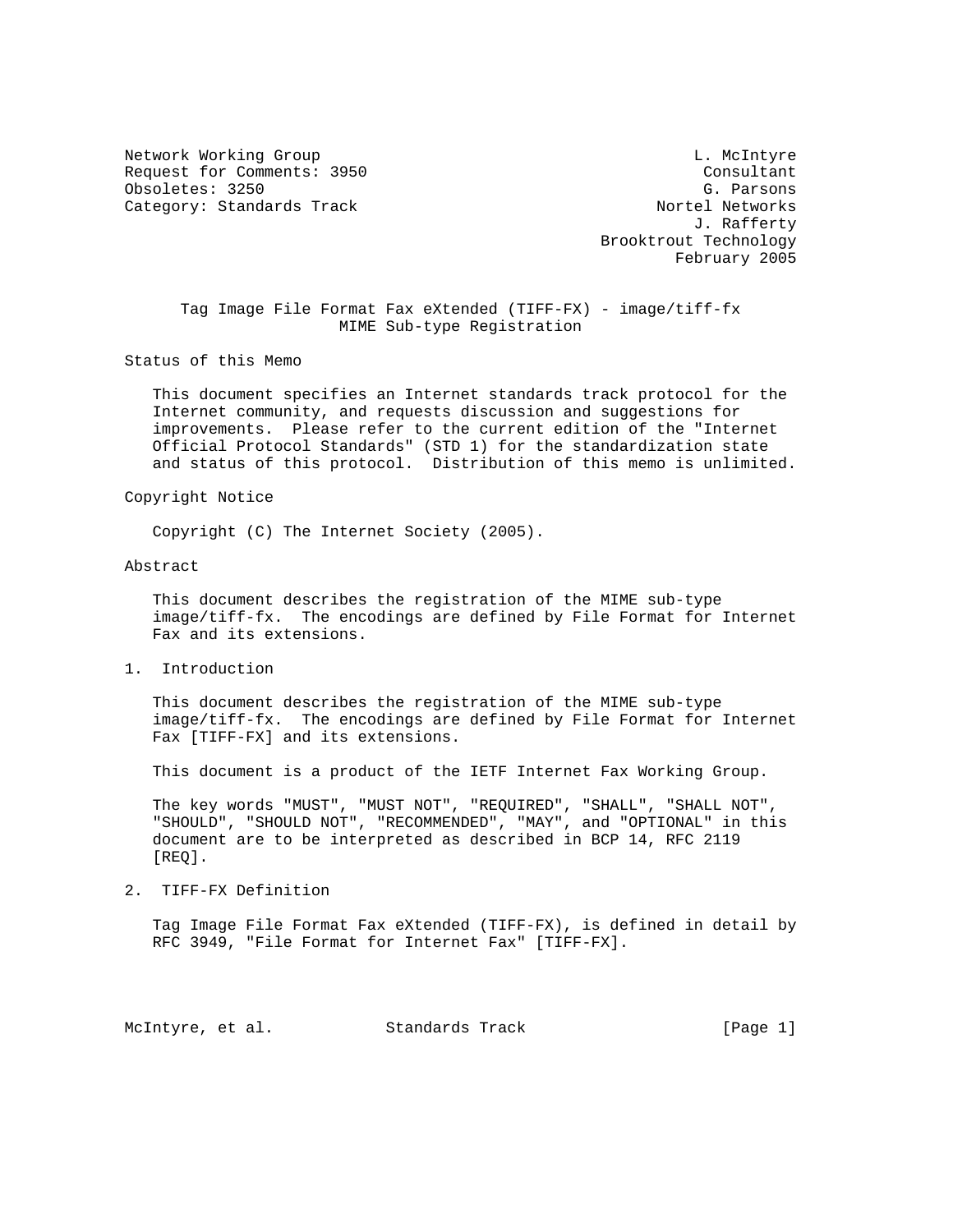Network Working Group L. McIntyre
Request for Comments: 3950 Consultant
Obsoletes: 3250 G. Parsons
Category: Standards Track Nortel Networks
J. Rafferty
Brooktrout Technology
February 2005

# Tag Image File Format Fax eXtended (TIFF-FX) - image/tiff-fx MIME Sub-type Registration

## Status of this Memo

This document specifies an Internet standards track protocol for the Internet community, and requests discussion and suggestions for improvements. Please refer to the current edition of the "Internet Official Protocol Standards" (STD 1) for the standardization state and status of this protocol. Distribution of this memo is unlimited.

## Copyright Notice

Copyright (C) The Internet Society (2005).

## Abstract

This document describes the registration of the MIME sub-type image/tiff-fx. The encodings are defined by File Format for Internet Fax and its extensions.

## 1. Introduction

This document describes the registration of the MIME sub-type image/tiff-fx. The encodings are defined by File Format for Internet Fax [TIFF-FX] and its extensions.

This document is a product of the IETF Internet Fax Working Group.

The key words "MUST", "MUST NOT", "REQUIRED", "SHALL", "SHALL NOT", "SHOULD", "SHOULD NOT", "RECOMMENDED", "MAY", and "OPTIONAL" in this document are to be interpreted as described in BCP 14, RFC 2119 [REQ].

## 2. TIFF-FX Definition

Tag Image File Format Fax eXtended (TIFF-FX), is defined in detail by RFC 3949, "File Format for Internet Fax" [TIFF-FX].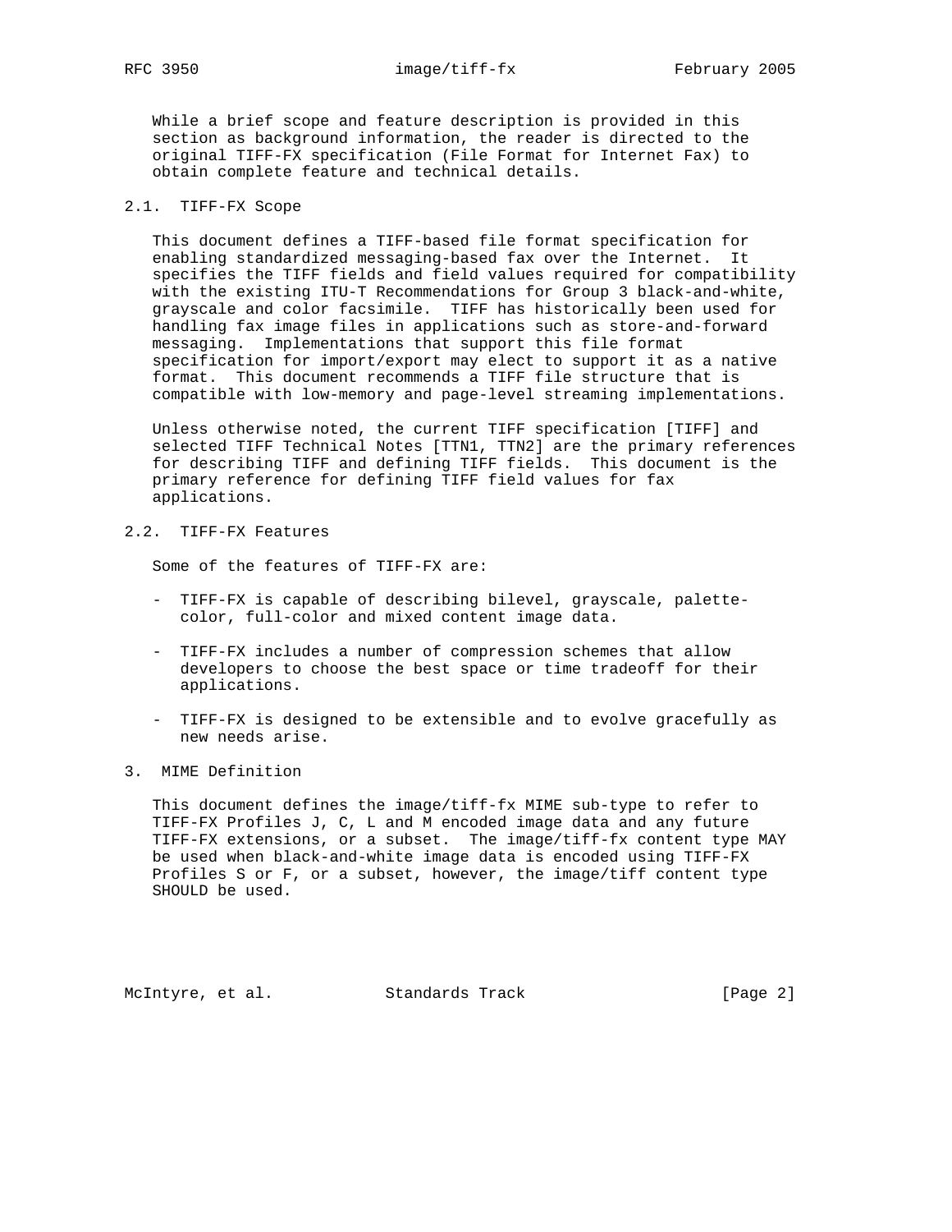While a brief scope and feature description is provided in this section as background information, the reader is directed to the original TIFF-FX specification (File Format for Internet Fax) to obtain complete feature and technical details.

## 2.1. TIFF-FX Scope

This document defines a TIFF-based file format specification for enabling standardized messaging-based fax over the Internet. It specifies the TIFF fields and field values required for compatibility with the existing ITU-T Recommendations for Group 3 black-and-white, grayscale and color facsimile. TIFF has historically been used for handling fax image files in applications such as store-and-forward messaging. Implementations that support this file format specification for import/export may elect to support it as a native format. This document recommends a TIFF file structure that is compatible with low-memory and page-level streaming implementations.

Unless otherwise noted, the current TIFF specification [TIFF] and selected TIFF Technical Notes [TTN1, TTN2] are the primary references for describing TIFF and defining TIFF fields. This document is the primary reference for defining TIFF field values for fax applications.

## 2.2. TIFF-FX Features

Some of the features of TIFF-FX are:

- TIFF-FX is capable of describing bilevel, grayscale, palette-color, full-color and mixed content image data.
- TIFF-FX includes a number of compression schemes that allow developers to choose the best space or time tradeoff for their applications.
- TIFF-FX is designed to be extensible and to evolve gracefully as new needs arise.

# 3. MIME Definition

This document defines the image/tiff-fx MIME sub-type to refer to TIFF-FX Profiles J, C, L and M encoded image data and any future TIFF-FX extensions, or a subset. The image/tiff-fx content type MAY be used when black-and-white image data is encoded using TIFF-FX Profiles S or F, or a subset, however, the image/tiff content type SHOULD be used.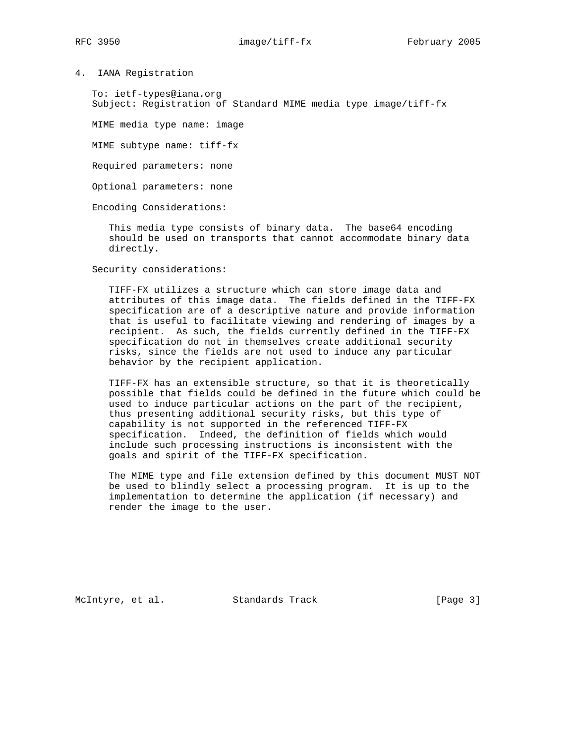## 4. IANA Registration

To: ietf-types@iana.org
Subject: Registration of Standard MIME media type image/tiff-fx

MIME media type name: image

MIME subtype name: tiff-fx

Required parameters: none

Optional parameters: none

Encoding Considerations:

This media type consists of binary data. The base64 encoding should be used on transports that cannot accommodate binary data directly.

Security considerations:

TIFF-FX utilizes a structure which can store image data and attributes of this image data. The fields defined in the TIFF-FX specification are of a descriptive nature and provide information that is useful to facilitate viewing and rendering of images by a recipient. As such, the fields currently defined in the TIFF-FX specification do not in themselves create additional security risks, since the fields are not used to induce any particular behavior by the recipient application.

TIFF-FX has an extensible structure, so that it is theoretically possible that fields could be defined in the future which could be used to induce particular actions on the part of the recipient, thus presenting additional security risks, but this type of capability is not supported in the referenced TIFF-FX specification. Indeed, the definition of fields which would include such processing instructions is inconsistent with the goals and spirit of the TIFF-FX specification.

The MIME type and file extension defined by this document MUST NOT be used to blindly select a processing program. It is up to the implementation to determine the application (if necessary) and render the image to the user.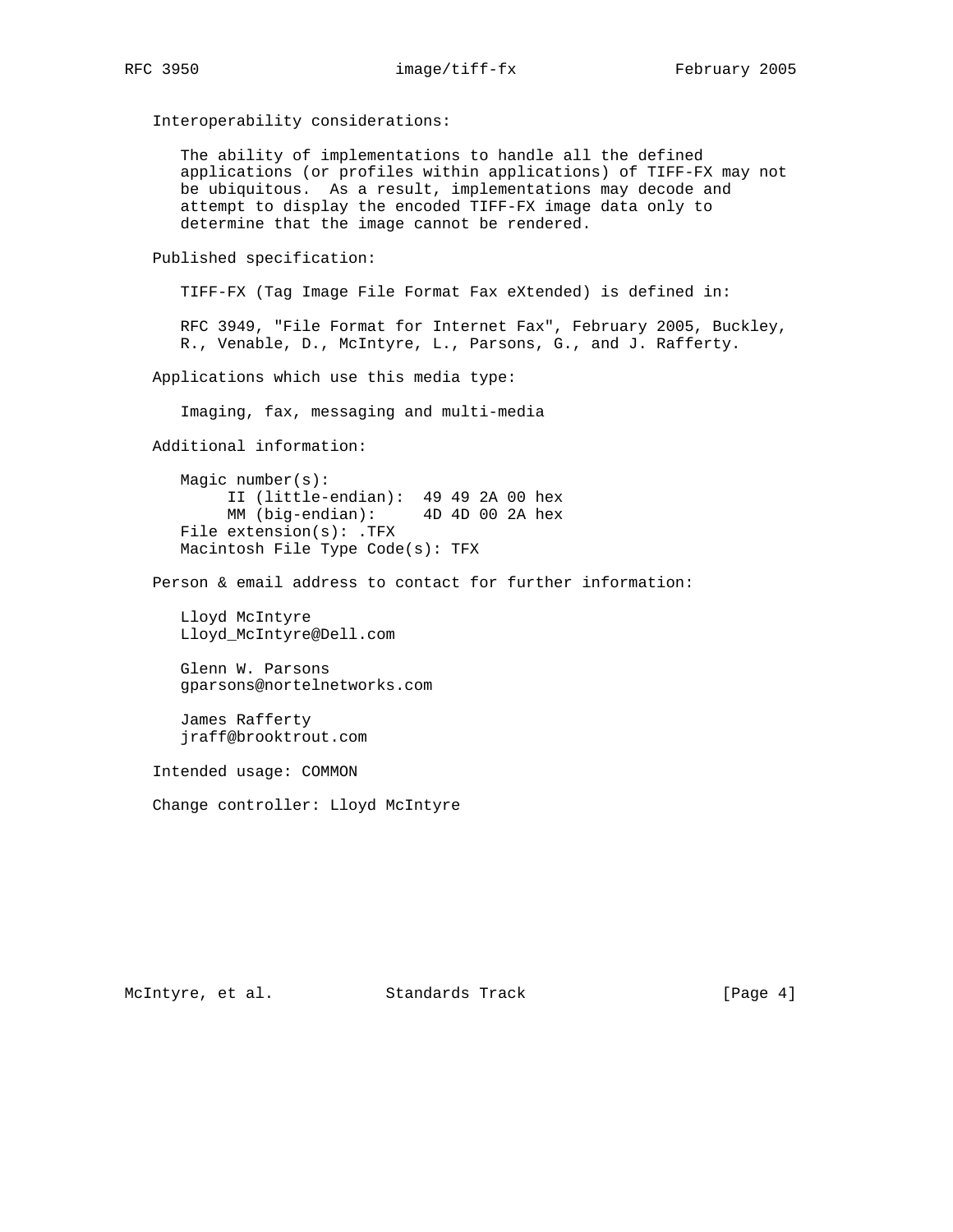Interoperability considerations:

The ability of implementations to handle all the defined applications (or profiles within applications) of TIFF-FX may not be ubiquitous. As a result, implementations may decode and attempt to display the encoded TIFF-FX image data only to determine that the image cannot be rendered.

Published specification:

TIFF-FX (Tag Image File Format Fax eXtended) is defined in:

RFC 3949, "File Format for Internet Fax", February 2005, Buckley, R., Venable, D., McIntyre, L., Parsons, G., and J. Rafferty.

Applications which use this media type:

Imaging, fax, messaging and multi-media

Additional information:

```
Magic number(s):
     II (little-endian):  49 49 2A 00 hex
     MM (big-endian):     4D 4D 00 2A hex
File extension(s): .TFX
Macintosh File Type Code(s): TFX
```

Person & email address to contact for further information:

Lloyd McIntyre
Lloyd_McIntyre@Dell.com

Glenn W. Parsons
gparsons@nortelnetworks.com

James Rafferty
jraff@brooktrout.com

Intended usage: COMMON

Change controller: Lloyd McIntyre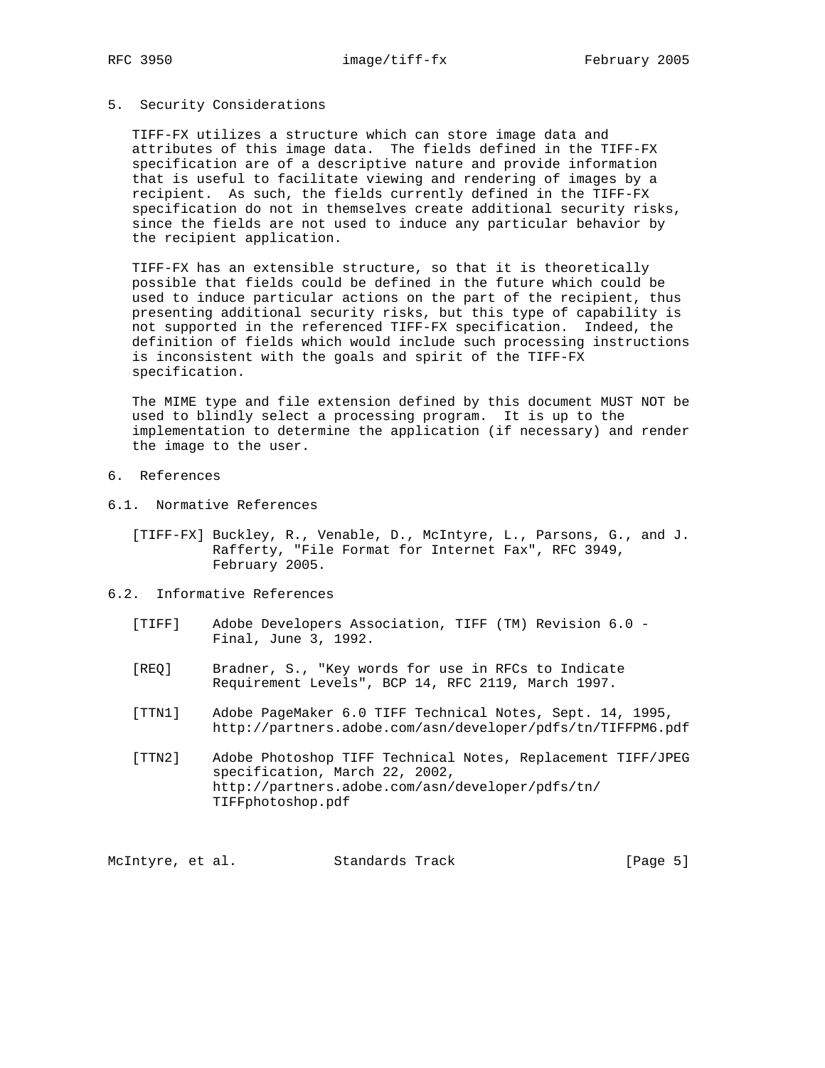## 5. Security Considerations

TIFF-FX utilizes a structure which can store image data and attributes of this image data. The fields defined in the TIFF-FX specification are of a descriptive nature and provide information that is useful to facilitate viewing and rendering of images by a recipient. As such, the fields currently defined in the TIFF-FX specification do not in themselves create additional security risks, since the fields are not used to induce any particular behavior by the recipient application.

TIFF-FX has an extensible structure, so that it is theoretically possible that fields could be defined in the future which could be used to induce particular actions on the part of the recipient, thus presenting additional security risks, but this type of capability is not supported in the referenced TIFF-FX specification. Indeed, the definition of fields which would include such processing instructions is inconsistent with the goals and spirit of the TIFF-FX specification.

The MIME type and file extension defined by this document MUST NOT be used to blindly select a processing program. It is up to the implementation to determine the application (if necessary) and render the image to the user.

## 6. References

### 6.1. Normative References

[TIFF-FX] Buckley, R., Venable, D., McIntyre, L., Parsons, G., and J. Rafferty, "File Format for Internet Fax", RFC 3949, February 2005.

### 6.2. Informative References

[TIFF] Adobe Developers Association, TIFF (TM) Revision 6.0 - Final, June 3, 1992.

[REQ] Bradner, S., "Key words for use in RFCs to Indicate Requirement Levels", BCP 14, RFC 2119, March 1997.

[TTN1] Adobe PageMaker 6.0 TIFF Technical Notes, Sept. 14, 1995, http://partners.adobe.com/asn/developer/pdfs/tn/TIFFPM6.pdf

[TTN2] Adobe Photoshop TIFF Technical Notes, Replacement TIFF/JPEG specification, March 22, 2002, http://partners.adobe.com/asn/developer/pdfs/tn/TIFFphotoshop.pdf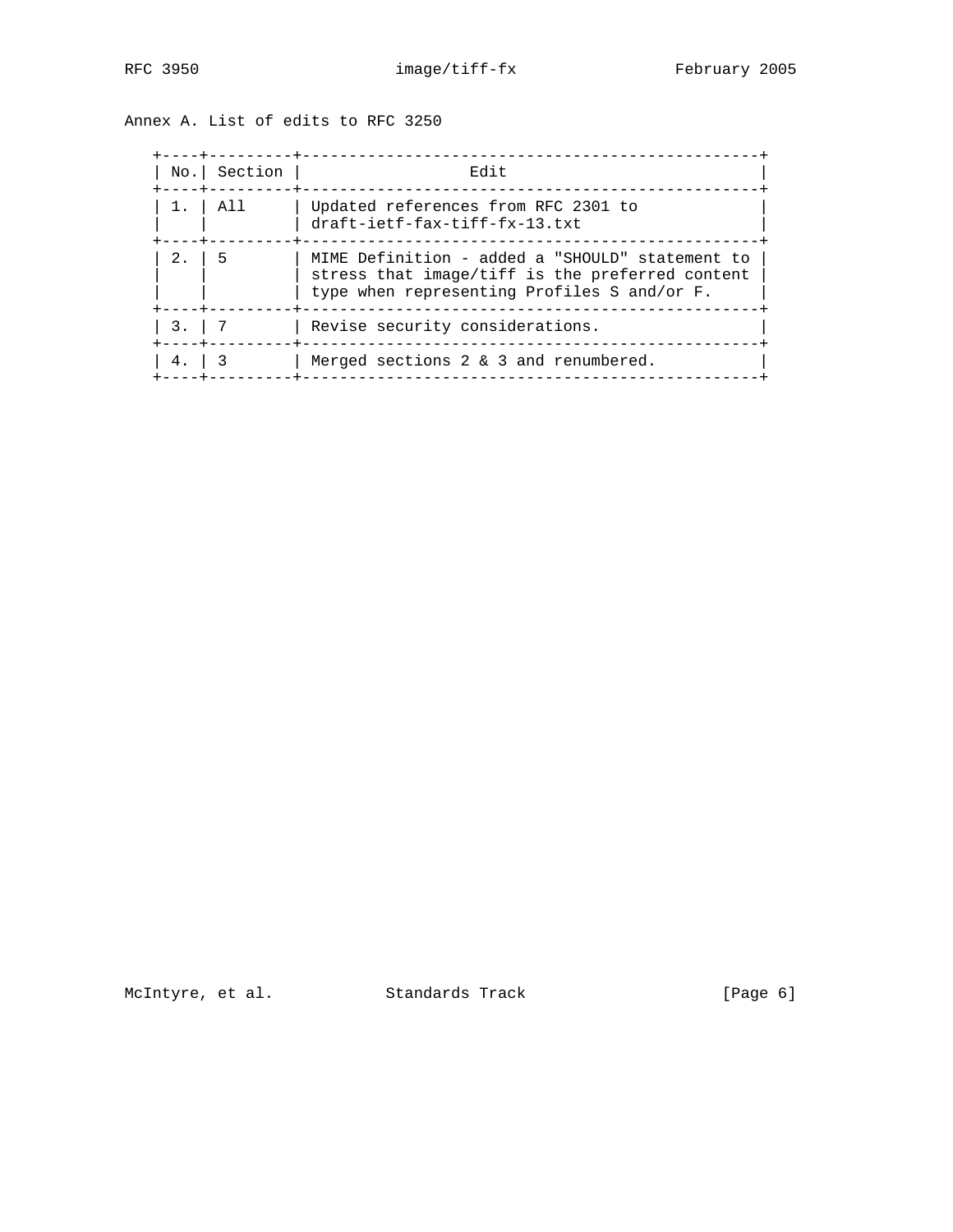## Annex A. List of edits to RFC 3250

| No. | Section | Edit |
|---|---|---|
| 1. | All | Updated references from RFC 2301 to draft-ietf-fax-tiff-fx-13.txt |
| 2. | 5 | MIME Definition - added a "SHOULD" statement to stress that image/tiff is the preferred content type when representing Profiles S and/or F. |
| 3. | 7 | Revise security considerations. |
| 4. | 3 | Merged sections 2 & 3 and renumbered. |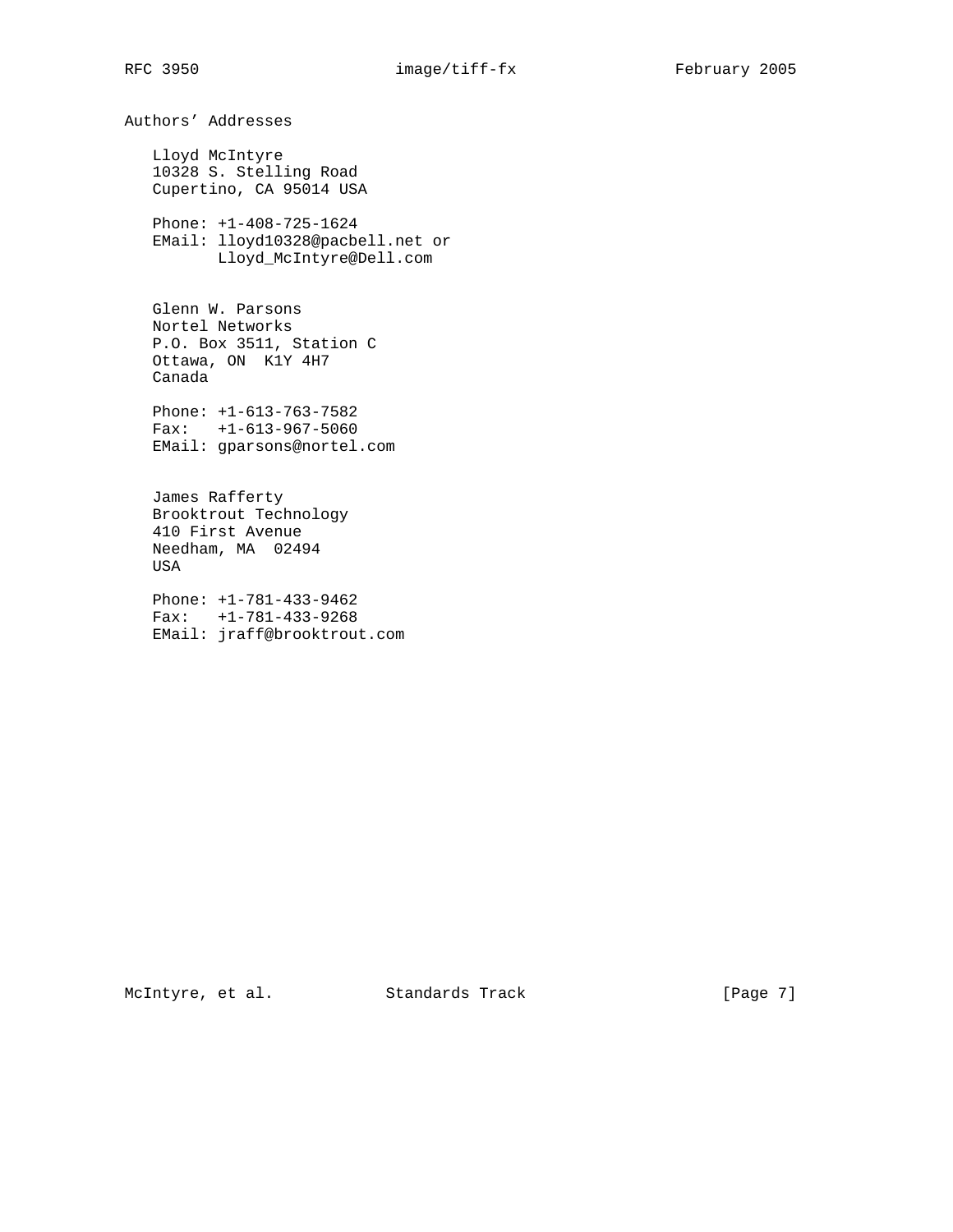## Authors' Addresses

Lloyd McIntyre
10328 S. Stelling Road
Cupertino, CA 95014 USA

Phone: +1-408-725-1624
EMail: lloyd10328@pacbell.net or
       Lloyd_McIntyre@Dell.com

Glenn W. Parsons
Nortel Networks
P.O. Box 3511, Station C
Ottawa, ON  K1Y 4H7
Canada

Phone: +1-613-763-7582
Fax:   +1-613-967-5060
EMail: gparsons@nortel.com

James Rafferty
Brooktrout Technology
410 First Avenue
Needham, MA  02494
USA

Phone: +1-781-433-9462
Fax:   +1-781-433-9268
EMail: jraff@brooktrout.com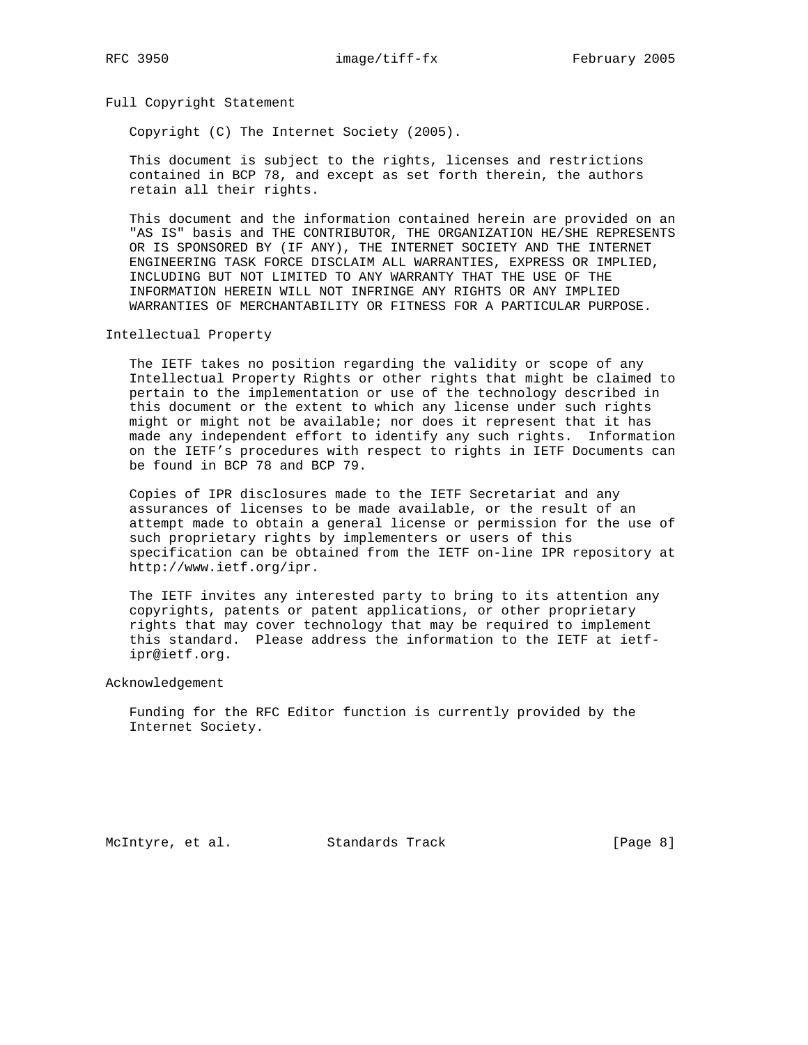## Full Copyright Statement

Copyright (C) The Internet Society (2005).

This document is subject to the rights, licenses and restrictions contained in BCP 78, and except as set forth therein, the authors retain all their rights.

This document and the information contained herein are provided on an "AS IS" basis and THE CONTRIBUTOR, THE ORGANIZATION HE/SHE REPRESENTS OR IS SPONSORED BY (IF ANY), THE INTERNET SOCIETY AND THE INTERNET ENGINEERING TASK FORCE DISCLAIM ALL WARRANTIES, EXPRESS OR IMPLIED, INCLUDING BUT NOT LIMITED TO ANY WARRANTY THAT THE USE OF THE INFORMATION HEREIN WILL NOT INFRINGE ANY RIGHTS OR ANY IMPLIED WARRANTIES OF MERCHANTABILITY OR FITNESS FOR A PARTICULAR PURPOSE.

## Intellectual Property

The IETF takes no position regarding the validity or scope of any Intellectual Property Rights or other rights that might be claimed to pertain to the implementation or use of the technology described in this document or the extent to which any license under such rights might or might not be available; nor does it represent that it has made any independent effort to identify any such rights. Information on the IETF's procedures with respect to rights in IETF Documents can be found in BCP 78 and BCP 79.

Copies of IPR disclosures made to the IETF Secretariat and any assurances of licenses to be made available, or the result of an attempt made to obtain a general license or permission for the use of such proprietary rights by implementers or users of this specification can be obtained from the IETF on-line IPR repository at http://www.ietf.org/ipr.

The IETF invites any interested party to bring to its attention any copyrights, patents or patent applications, or other proprietary rights that may cover technology that may be required to implement this standard. Please address the information to the IETF at ietf-ipr@ietf.org.

## Acknowledgement

Funding for the RFC Editor function is currently provided by the Internet Society.